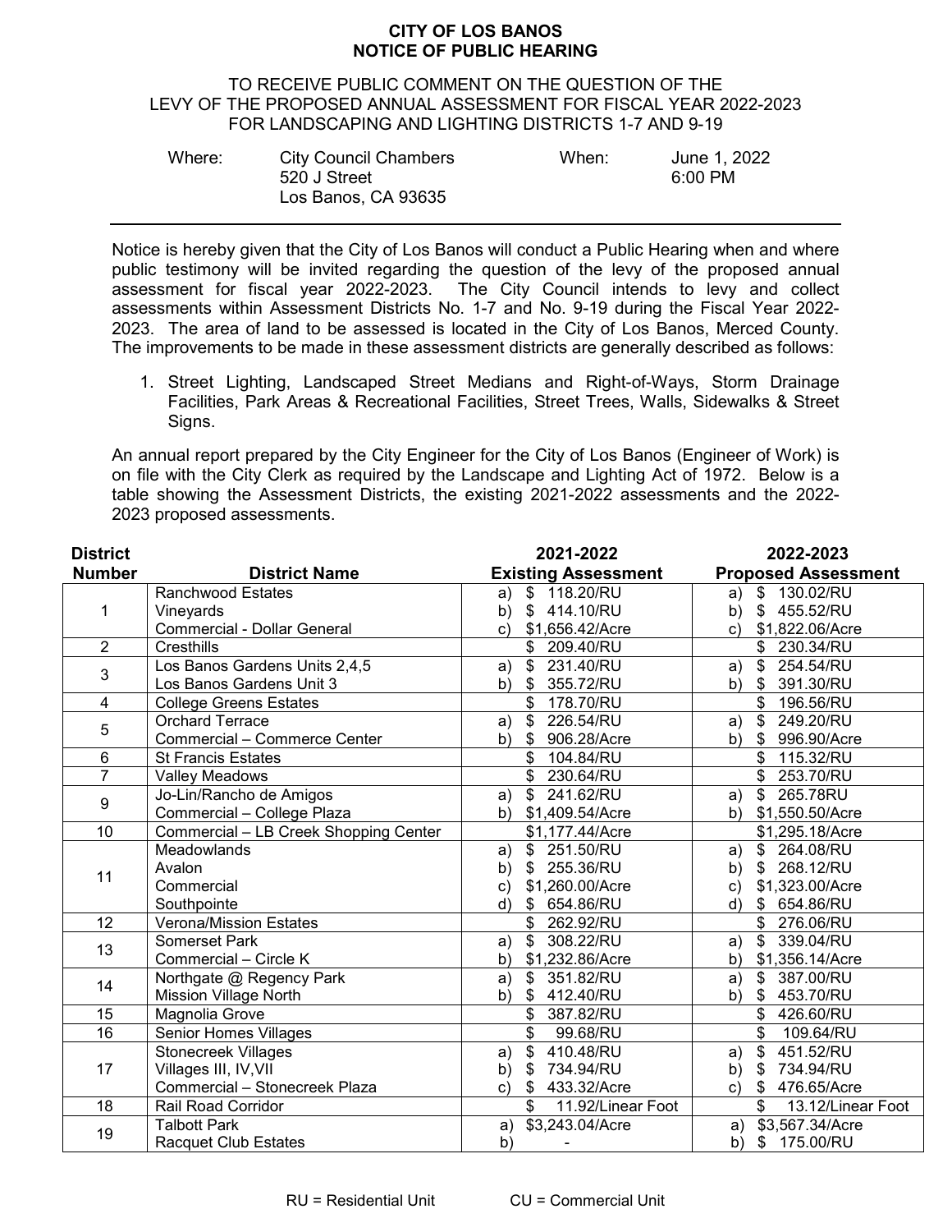# CITY OF LOS BANOS
# NOTICE OF PUBLIC HEARING

TO RECEIVE PUBLIC COMMENT ON THE QUESTION OF THE LEVY OF THE PROPOSED ANNUAL ASSESSMENT FOR FISCAL YEAR 2022-2023 FOR LANDSCAPING AND LIGHTING DISTRICTS 1-7 AND 9-19

| Where: | City Council Chambers<br>520 J Street<br>Los Banos, CA 93635 | When: | June 1, 2022<br>6:00 PM |
|---|---|---|---|

Notice is hereby given that the City of Los Banos will conduct a Public Hearing when and where public testimony will be invited regarding the question of the levy of the proposed annual assessment for fiscal year 2022-2023. The City Council intends to levy and collect assessments within Assessment Districts No. 1-7 and No. 9-19 during the Fiscal Year 2022-2023. The area of land to be assessed is located in the City of Los Banos, Merced County. The improvements to be made in these assessment districts are generally described as follows:

1. Street Lighting, Landscaped Street Medians and Right-of-Ways, Storm Drainage Facilities, Park Areas & Recreational Facilities, Street Trees, Walls, Sidewalks & Street Signs.

An annual report prepared by the City Engineer for the City of Los Banos (Engineer of Work) is on file with the City Clerk as required by the Landscape and Lighting Act of 1972. Below is a table showing the Assessment Districts, the existing 2021-2022 assessments and the 2022-2023 proposed assessments.

| District Number | District Name | 2021-2022 Existing Assessment | 2022-2023 Proposed Assessment |
|---|---|---|---|
| 1 | Ranchwood Estates | a) $ 118.20/RU | a) $ 130.02/RU |
| | Vineyards | b) $ 414.10/RU | b) $ 455.52/RU |
| | Commercial - Dollar General | c) $1,656.42/Acre | c) $1,822.06/Acre |
| 2 | Cresthills | $ 209.40/RU | $ 230.34/RU |
| 3 | Los Banos Gardens Units 2,4,5 | a) $ 231.40/RU | a) $ 254.54/RU |
| | Los Banos Gardens Unit 3 | b) $ 355.72/RU | b) $ 391.30/RU |
| 4 | College Greens Estates | $ 178.70/RU | $ 196.56/RU |
| 5 | Orchard Terrace | a) $ 226.54/RU | a) $ 249.20/RU |
| | Commercial – Commerce Center | b) $ 906.28/Acre | b) $ 996.90/Acre |
| 6 | St Francis Estates | $ 104.84/RU | $ 115.32/RU |
| 7 | Valley Meadows | $ 230.64/RU | $ 253.70/RU |
| 9 | Jo-Lin/Rancho de Amigos | a) $ 241.62/RU | a) $ 265.78RU |
| | Commercial – College Plaza | b) $1,409.54/Acre | b) $1,550.50/Acre |
| 10 | Commercial – LB Creek Shopping Center | $1,177.44/Acre | $1,295.18/Acre |
| 11 | Meadowlands | a) $ 251.50/RU | a) $ 264.08/RU |
| | Avalon | b) $ 255.36/RU | b) $ 268.12/RU |
| | Commercial | c) $1,260.00/Acre | c) $1,323.00/Acre |
| | Southpointe | d) $ 654.86/RU | d) $ 654.86/RU |
| 12 | Verona/Mission Estates | $ 262.92/RU | $ 276.06/RU |
| 13 | Somerset Park | a) $ 308.22/RU | a) $ 339.04/RU |
| | Commercial – Circle K | b) $1,232.86/Acre | b) $1,356.14/Acre |
| 14 | Northgate @ Regency Park | a) $ 351.82/RU | a) $ 387.00/RU |
| | Mission Village North | b) $ 412.40/RU | b) $ 453.70/RU |
| 15 | Magnolia Grove | $ 387.82/RU | $ 426.60/RU |
| 16 | Senior Homes Villages | $ 99.68/RU | $ 109.64/RU |
| 17 | Stonecreek Villages | a) $ 410.48/RU | a) $ 451.52/RU |
| | Villages III, IV,VII | b) $ 734.94/RU | b) $ 734.94/RU |
| | Commercial – Stonecreek Plaza | c) $ 433.32/Acre | c) $ 476.65/Acre |
| 18 | Rail Road Corridor | $ 11.92/Linear Foot | $ 13.12/Linear Foot |
| 19 | Talbott Park | a) $3,243.04/Acre | a) $3,567.34/Acre |
| | Racquet Club Estates | b) - | b) $ 175.00/RU |

RU = Residential Unit CU = Commercial Unit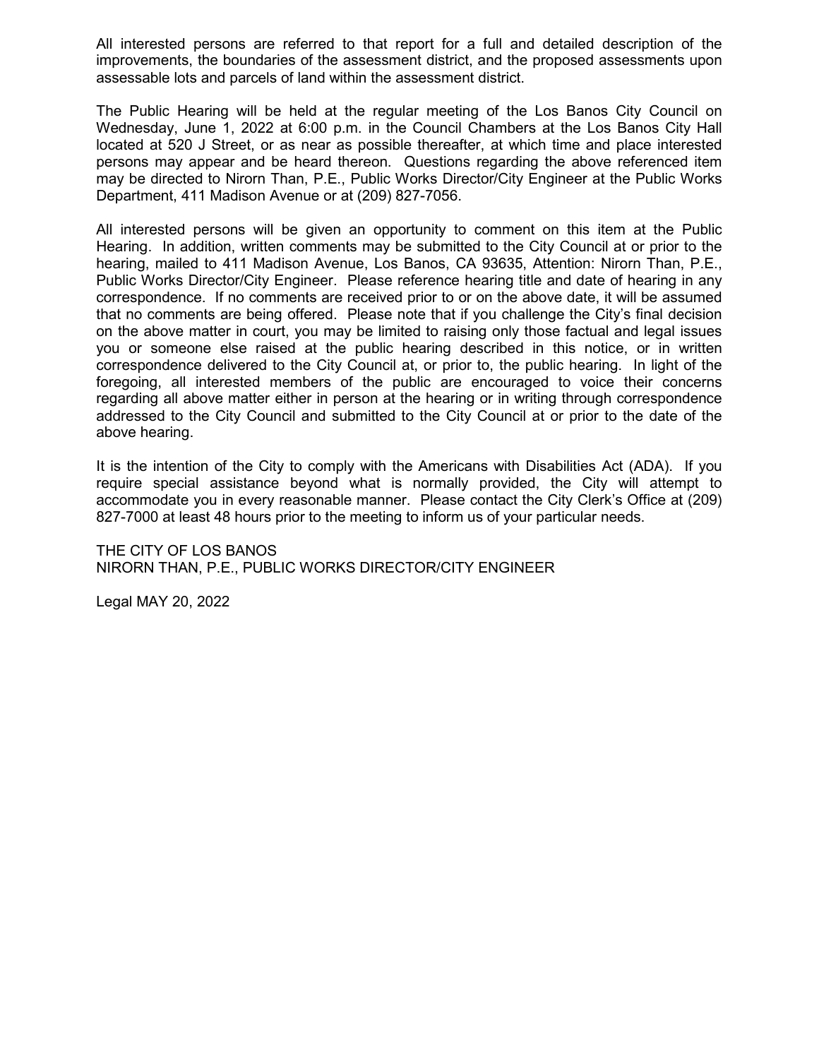All interested persons are referred to that report for a full and detailed description of the improvements, the boundaries of the assessment district, and the proposed assessments upon assessable lots and parcels of land within the assessment district.

The Public Hearing will be held at the regular meeting of the Los Banos City Council on Wednesday, June 1, 2022 at 6:00 p.m. in the Council Chambers at the Los Banos City Hall located at 520 J Street, or as near as possible thereafter, at which time and place interested persons may appear and be heard thereon. Questions regarding the above referenced item may be directed to Nirorn Than, P.E., Public Works Director/City Engineer at the Public Works Department, 411 Madison Avenue or at (209) 827-7056.

All interested persons will be given an opportunity to comment on this item at the Public Hearing. In addition, written comments may be submitted to the City Council at or prior to the hearing, mailed to 411 Madison Avenue, Los Banos, CA 93635, Attention: Nirorn Than, P.E., Public Works Director/City Engineer. Please reference hearing title and date of hearing in any correspondence. If no comments are received prior to or on the above date, it will be assumed that no comments are being offered. Please note that if you challenge the City's final decision on the above matter in court, you may be limited to raising only those factual and legal issues you or someone else raised at the public hearing described in this notice, or in written correspondence delivered to the City Council at, or prior to, the public hearing. In light of the foregoing, all interested members of the public are encouraged to voice their concerns regarding all above matter either in person at the hearing or in writing through correspondence addressed to the City Council and submitted to the City Council at or prior to the date of the above hearing.

It is the intention of the City to comply with the Americans with Disabilities Act (ADA). If you require special assistance beyond what is normally provided, the City will attempt to accommodate you in every reasonable manner. Please contact the City Clerk's Office at (209) 827-7000 at least 48 hours prior to the meeting to inform us of your particular needs.

THE CITY OF LOS BANOS
NIRORN THAN, P.E., PUBLIC WORKS DIRECTOR/CITY ENGINEER

Legal MAY 20, 2022